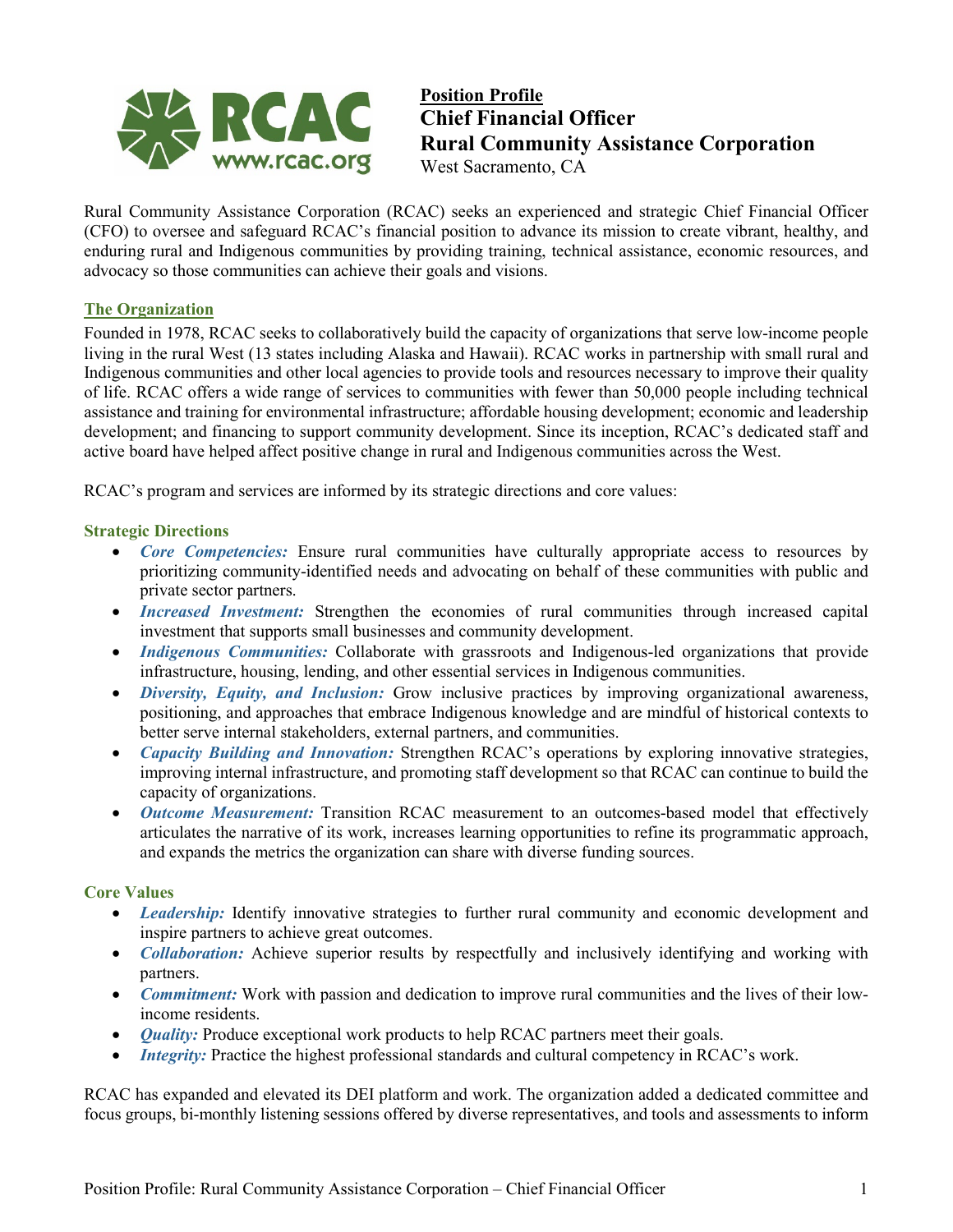**Position Profile**
# Chief Financial Officer
# Rural Community Assistance Corporation
West Sacramento, CA

Rural Community Assistance Corporation (RCAC) seeks an experienced and strategic Chief Financial Officer (CFO) to oversee and safeguard RCAC's financial position to advance its mission to create vibrant, healthy, and enduring rural and Indigenous communities by providing training, technical assistance, economic resources, and advocacy so those communities can achieve their goals and visions.

## The Organization

Founded in 1978, RCAC seeks to collaboratively build the capacity of organizations that serve low-income people living in the rural West (13 states including Alaska and Hawaii). RCAC works in partnership with small rural and Indigenous communities and other local agencies to provide tools and resources necessary to improve their quality of life. RCAC offers a wide range of services to communities with fewer than 50,000 people including technical assistance and training for environmental infrastructure; affordable housing development; economic and leadership development; and financing to support community development. Since its inception, RCAC's dedicated staff and active board have helped affect positive change in rural and Indigenous communities across the West.

RCAC's program and services are informed by its strategic directions and core values:

### Strategic Directions

- ***Core Competencies:*** Ensure rural communities have culturally appropriate access to resources by prioritizing community-identified needs and advocating on behalf of these communities with public and private sector partners.
- ***Increased Investment:*** Strengthen the economies of rural communities through increased capital investment that supports small businesses and community development.
- ***Indigenous Communities:*** Collaborate with grassroots and Indigenous-led organizations that provide infrastructure, housing, lending, and other essential services in Indigenous communities.
- ***Diversity, Equity, and Inclusion:*** Grow inclusive practices by improving organizational awareness, positioning, and approaches that embrace Indigenous knowledge and are mindful of historical contexts to better serve internal stakeholders, external partners, and communities.
- ***Capacity Building and Innovation:*** Strengthen RCAC's operations by exploring innovative strategies, improving internal infrastructure, and promoting staff development so that RCAC can continue to build the capacity of organizations.
- ***Outcome Measurement:*** Transition RCAC measurement to an outcomes-based model that effectively articulates the narrative of its work, increases learning opportunities to refine its programmatic approach, and expands the metrics the organization can share with diverse funding sources.

### Core Values

- ***Leadership:*** Identify innovative strategies to further rural community and economic development and inspire partners to achieve great outcomes.
- ***Collaboration:*** Achieve superior results by respectfully and inclusively identifying and working with partners.
- ***Commitment:*** Work with passion and dedication to improve rural communities and the lives of their low-income residents.
- ***Quality:*** Produce exceptional work products to help RCAC partners meet their goals.
- ***Integrity:*** Practice the highest professional standards and cultural competency in RCAC's work.

RCAC has expanded and elevated its DEI platform and work. The organization added a dedicated committee and focus groups, bi-monthly listening sessions offered by diverse representatives, and tools and assessments to inform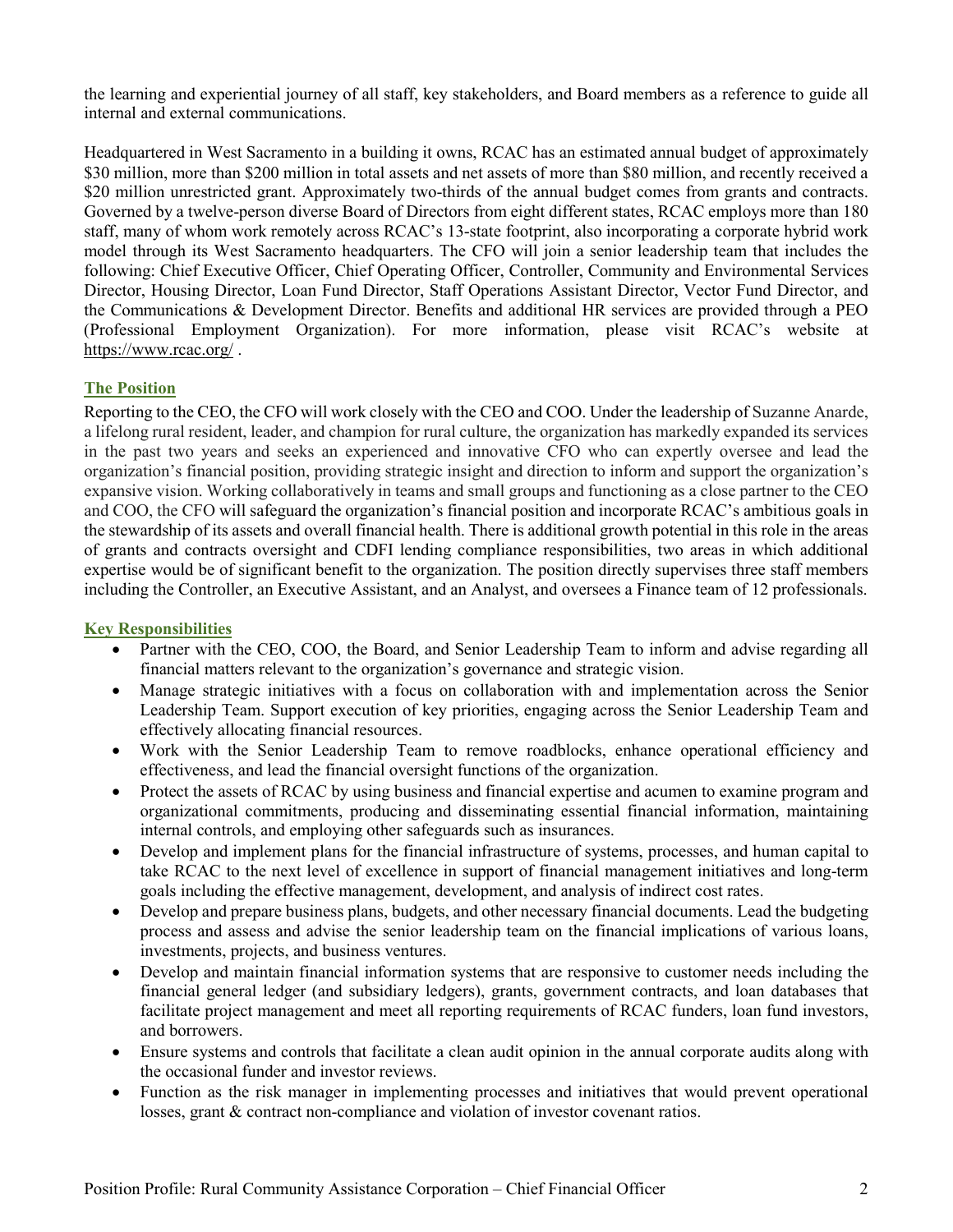the learning and experiential journey of all staff, key stakeholders, and Board members as a reference to guide all internal and external communications.

Headquartered in West Sacramento in a building it owns, RCAC has an estimated annual budget of approximately $30 million, more than $200 million in total assets and net assets of more than $80 million, and recently received a $20 million unrestricted grant. Approximately two-thirds of the annual budget comes from grants and contracts. Governed by a twelve-person diverse Board of Directors from eight different states, RCAC employs more than 180 staff, many of whom work remotely across RCAC's 13-state footprint, also incorporating a corporate hybrid work model through its West Sacramento headquarters. The CFO will join a senior leadership team that includes the following: Chief Executive Officer, Chief Operating Officer, Controller, Community and Environmental Services Director, Housing Director, Loan Fund Director, Staff Operations Assistant Director, Vector Fund Director, and the Communications & Development Director. Benefits and additional HR services are provided through a PEO (Professional Employment Organization). For more information, please visit RCAC's website at https://www.rcac.org/ .

## The Position

Reporting to the CEO, the CFO will work closely with the CEO and COO. Under the leadership of Suzanne Anarde, a lifelong rural resident, leader, and champion for rural culture, the organization has markedly expanded its services in the past two years and seeks an experienced and innovative CFO who can expertly oversee and lead the organization's financial position, providing strategic insight and direction to inform and support the organization's expansive vision. Working collaboratively in teams and small groups and functioning as a close partner to the CEO and COO, the CFO will safeguard the organization's financial position and incorporate RCAC's ambitious goals in the stewardship of its assets and overall financial health. There is additional growth potential in this role in the areas of grants and contracts oversight and CDFI lending compliance responsibilities, two areas in which additional expertise would be of significant benefit to the organization. The position directly supervises three staff members including the Controller, an Executive Assistant, and an Analyst, and oversees a Finance team of 12 professionals.

## Key Responsibilities

- Partner with the CEO, COO, the Board, and Senior Leadership Team to inform and advise regarding all financial matters relevant to the organization's governance and strategic vision.
- Manage strategic initiatives with a focus on collaboration with and implementation across the Senior Leadership Team. Support execution of key priorities, engaging across the Senior Leadership Team and effectively allocating financial resources.
- Work with the Senior Leadership Team to remove roadblocks, enhance operational efficiency and effectiveness, and lead the financial oversight functions of the organization.
- Protect the assets of RCAC by using business and financial expertise and acumen to examine program and organizational commitments, producing and disseminating essential financial information, maintaining internal controls, and employing other safeguards such as insurances.
- Develop and implement plans for the financial infrastructure of systems, processes, and human capital to take RCAC to the next level of excellence in support of financial management initiatives and long-term goals including the effective management, development, and analysis of indirect cost rates.
- Develop and prepare business plans, budgets, and other necessary financial documents. Lead the budgeting process and assess and advise the senior leadership team on the financial implications of various loans, investments, projects, and business ventures.
- Develop and maintain financial information systems that are responsive to customer needs including the financial general ledger (and subsidiary ledgers), grants, government contracts, and loan databases that facilitate project management and meet all reporting requirements of RCAC funders, loan fund investors, and borrowers.
- Ensure systems and controls that facilitate a clean audit opinion in the annual corporate audits along with the occasional funder and investor reviews.
- Function as the risk manager in implementing processes and initiatives that would prevent operational losses, grant & contract non-compliance and violation of investor covenant ratios.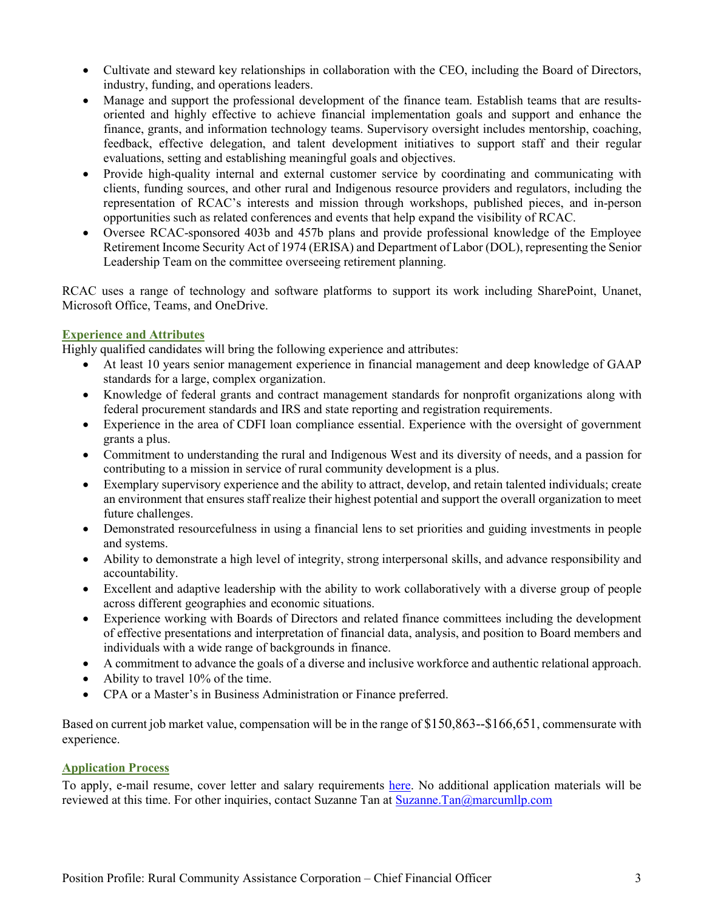- Cultivate and steward key relationships in collaboration with the CEO, including the Board of Directors, industry, funding, and operations leaders.
- Manage and support the professional development of the finance team. Establish teams that are results-oriented and highly effective to achieve financial implementation goals and support and enhance the finance, grants, and information technology teams. Supervisory oversight includes mentorship, coaching, feedback, effective delegation, and talent development initiatives to support staff and their regular evaluations, setting and establishing meaningful goals and objectives.
- Provide high-quality internal and external customer service by coordinating and communicating with clients, funding sources, and other rural and Indigenous resource providers and regulators, including the representation of RCAC's interests and mission through workshops, published pieces, and in-person opportunities such as related conferences and events that help expand the visibility of RCAC.
- Oversee RCAC-sponsored 403b and 457b plans and provide professional knowledge of the Employee Retirement Income Security Act of 1974 (ERISA) and Department of Labor (DOL), representing the Senior Leadership Team on the committee overseeing retirement planning.

RCAC uses a range of technology and software platforms to support its work including SharePoint, Unanet, Microsoft Office, Teams, and OneDrive.

## Experience and Attributes

Highly qualified candidates will bring the following experience and attributes:

- At least 10 years senior management experience in financial management and deep knowledge of GAAP standards for a large, complex organization.
- Knowledge of federal grants and contract management standards for nonprofit organizations along with federal procurement standards and IRS and state reporting and registration requirements.
- Experience in the area of CDFI loan compliance essential. Experience with the oversight of government grants a plus.
- Commitment to understanding the rural and Indigenous West and its diversity of needs, and a passion for contributing to a mission in service of rural community development is a plus.
- Exemplary supervisory experience and the ability to attract, develop, and retain talented individuals; create an environment that ensures staff realize their highest potential and support the overall organization to meet future challenges.
- Demonstrated resourcefulness in using a financial lens to set priorities and guiding investments in people and systems.
- Ability to demonstrate a high level of integrity, strong interpersonal skills, and advance responsibility and accountability.
- Excellent and adaptive leadership with the ability to work collaboratively with a diverse group of people across different geographies and economic situations.
- Experience working with Boards of Directors and related finance committees including the development of effective presentations and interpretation of financial data, analysis, and position to Board members and individuals with a wide range of backgrounds in finance.
- A commitment to advance the goals of a diverse and inclusive workforce and authentic relational approach.
- Ability to travel 10% of the time.
- CPA or a Master's in Business Administration or Finance preferred.

Based on current job market value, compensation will be in the range of $150,863--$166,651, commensurate with experience.

## Application Process

To apply, e-mail resume, cover letter and salary requirements here. No additional application materials will be reviewed at this time. For other inquiries, contact Suzanne Tan at Suzanne.Tan@marcumllp.com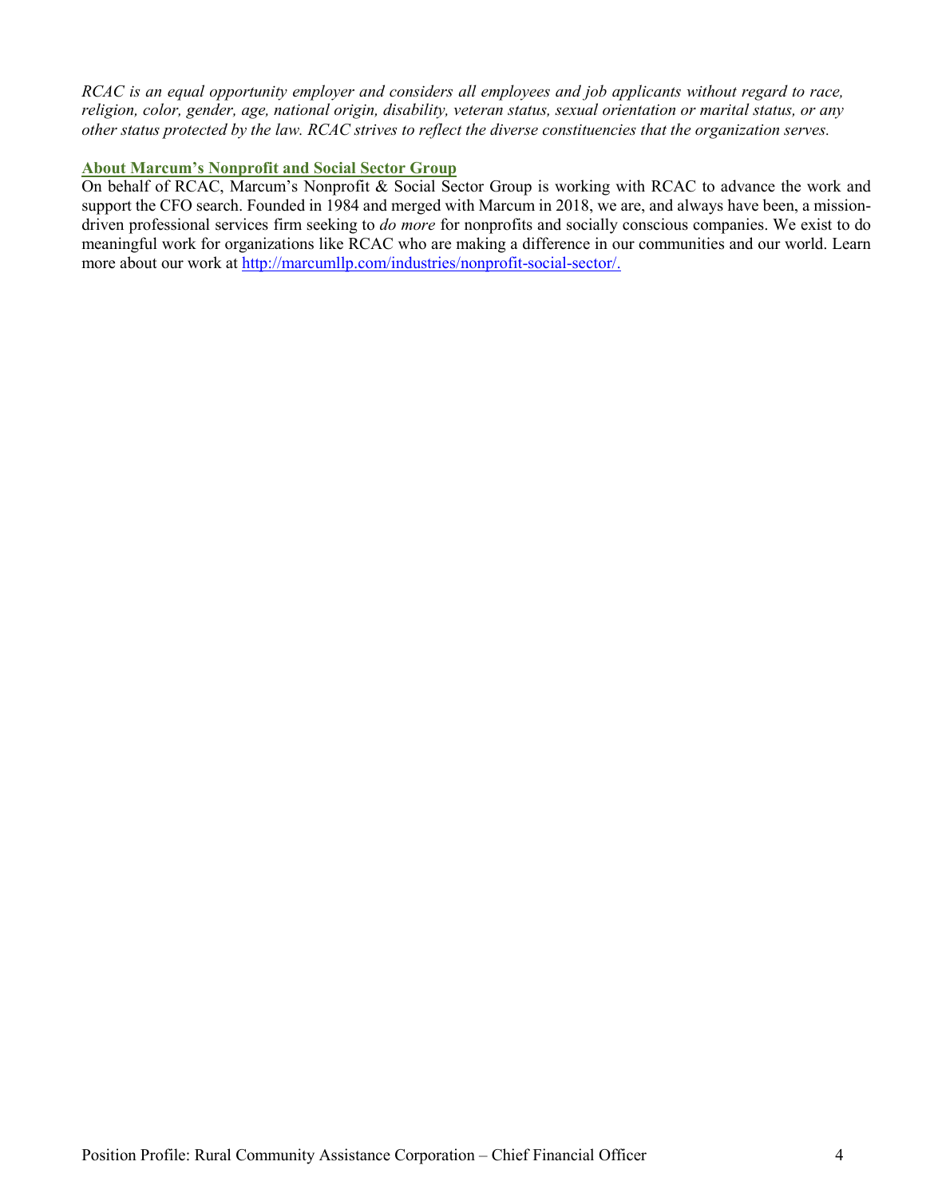*RCAC is an equal opportunity employer and considers all employees and job applicants without regard to race, religion, color, gender, age, national origin, disability, veteran status, sexual orientation or marital status, or any other status protected by the law. RCAC strives to reflect the diverse constituencies that the organization serves.*

## About Marcum's Nonprofit and Social Sector Group

On behalf of RCAC, Marcum's Nonprofit & Social Sector Group is working with RCAC to advance the work and support the CFO search. Founded in 1984 and merged with Marcum in 2018, we are, and always have been, a mission-driven professional services firm seeking to *do more* for nonprofits and socially conscious companies. We exist to do meaningful work for organizations like RCAC who are making a difference in our communities and our world. Learn more about our work at [http://marcumllp.com/industries/nonprofit-social-sector/.](http://marcumllp.com/industries/nonprofit-social-sector/)